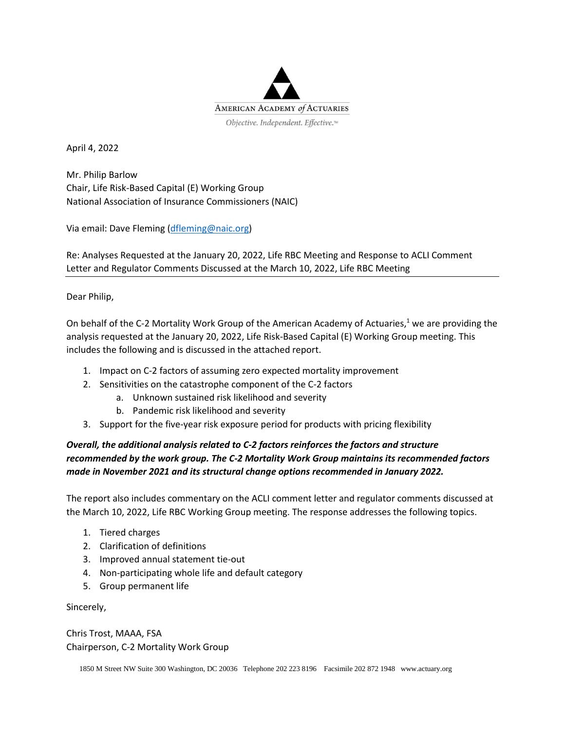AMERICAN ACADEMY *of* ACTUARIES

*Objective. Independent. Effective.*™

April 4, 2022

Mr. Philip Barlow
Chair, Life Risk-Based Capital (E) Working Group
National Association of Insurance Commissioners (NAIC)

Via email: Dave Fleming (dfleming@naic.org)

Re: Analyses Requested at the January 20, 2022, Life RBC Meeting and Response to ACLI Comment Letter and Regulator Comments Discussed at the March 10, 2022, Life RBC Meeting

Dear Philip,

On behalf of the C-2 Mortality Work Group of the American Academy of Actuaries,[1] we are providing the analysis requested at the January 20, 2022, Life Risk-Based Capital (E) Working Group meeting. This includes the following and is discussed in the attached report.

1. Impact on C-2 factors of assuming zero expected mortality improvement
2. Sensitivities on the catastrophe component of the C-2 factors
    a. Unknown sustained risk likelihood and severity
    b. Pandemic risk likelihood and severity
3. Support for the five-year risk exposure period for products with pricing flexibility

***Overall, the additional analysis related to C-2 factors reinforces the factors and structure recommended by the work group. The C-2 Mortality Work Group maintains its recommended factors made in November 2021 and its structural change options recommended in January 2022.***

The report also includes commentary on the ACLI comment letter and regulator comments discussed at the March 10, 2022, Life RBC Working Group meeting. The response addresses the following topics.

1. Tiered charges
2. Clarification of definitions
3. Improved annual statement tie-out
4. Non-participating whole life and default category
5. Group permanent life

Sincerely,

Chris Trost, MAAA, FSA
Chairperson, C-2 Mortality Work Group

1850 M Street NW Suite 300 Washington, DC 20036 Telephone 202 223 8196 Facsimile 202 872 1948 www.actuary.org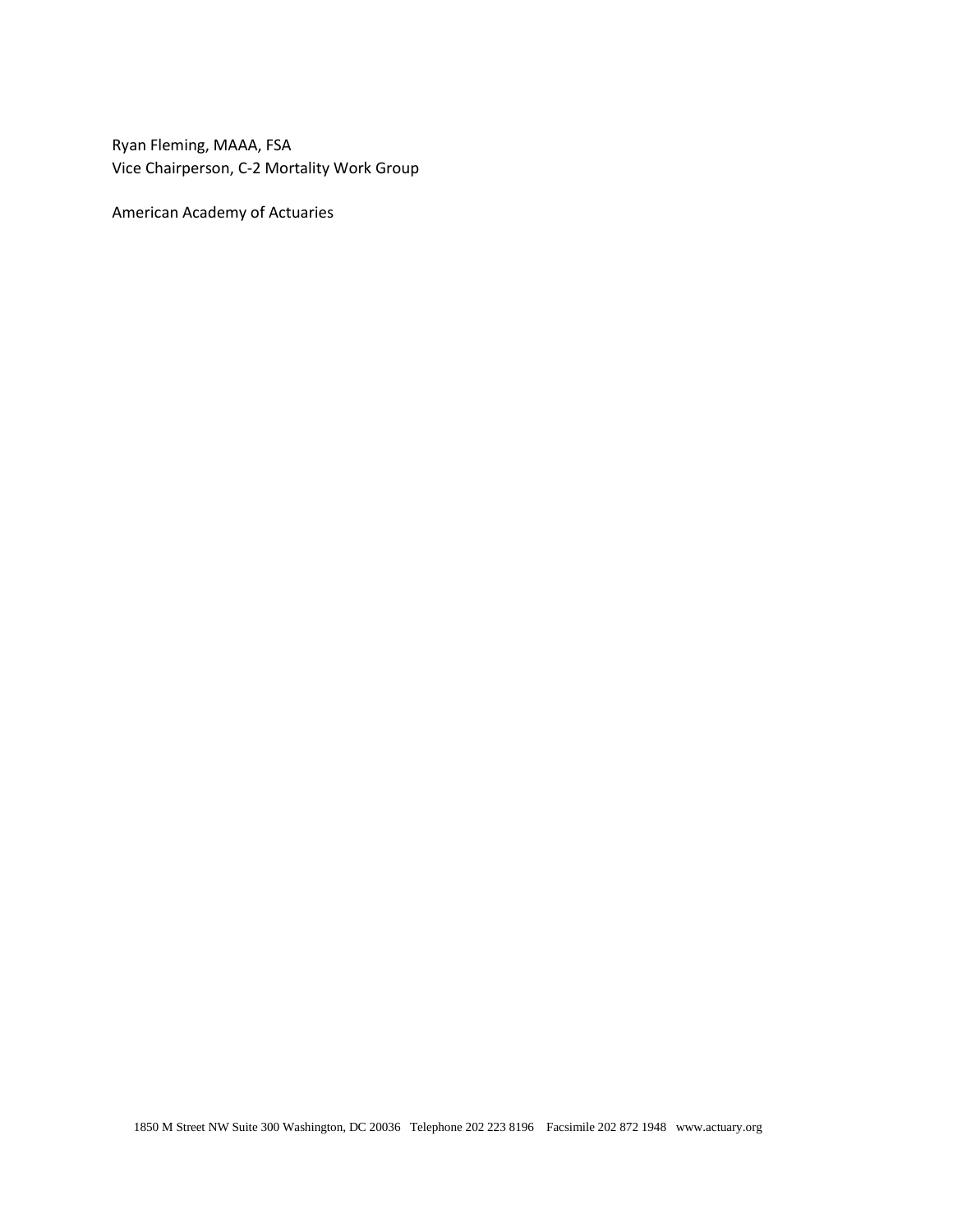Ryan Fleming, MAAA, FSA
Vice Chairperson, C-2 Mortality Work Group

American Academy of Actuaries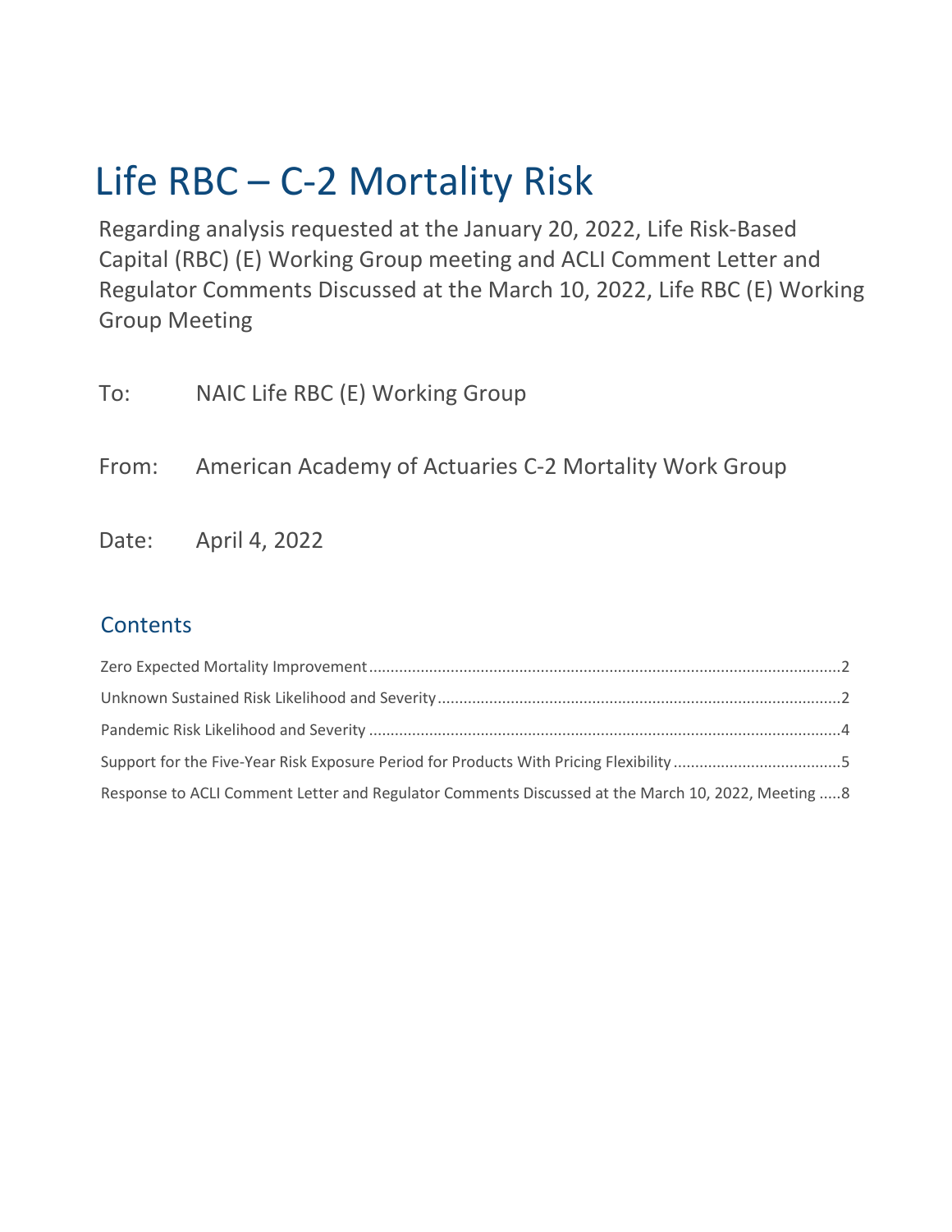# Life RBC – C-2 Mortality Risk

Regarding analysis requested at the January 20, 2022, Life Risk-Based Capital (RBC) (E) Working Group meeting and ACLI Comment Letter and Regulator Comments Discussed at the March 10, 2022, Life RBC (E) Working Group Meeting

To: NAIC Life RBC (E) Working Group

From: American Academy of Actuaries C-2 Mortality Work Group

Date: April 4, 2022

## Contents

Zero Expected Mortality Improvement ....................................................................................................2

Unknown Sustained Risk Likelihood and Severity ....................................................................................2

Pandemic Risk Likelihood and Severity ....................................................................................................4

Support for the Five-Year Risk Exposure Period for Products With Pricing Flexibility ......................................5

Response to ACLI Comment Letter and Regulator Comments Discussed at the March 10, 2022, Meeting .....8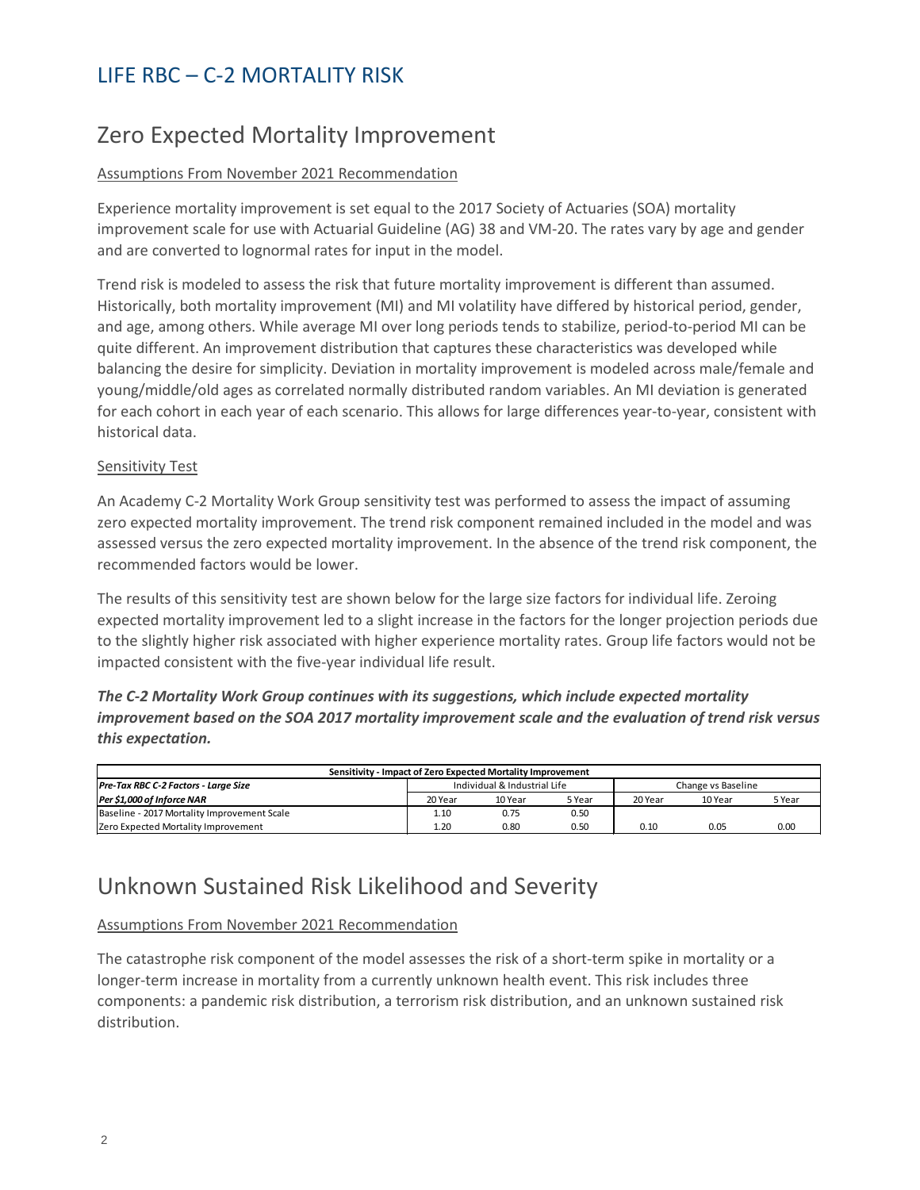# LIFE RBC – C-2 MORTALITY RISK

## Zero Expected Mortality Improvement

Assumptions From November 2021 Recommendation

Experience mortality improvement is set equal to the 2017 Society of Actuaries (SOA) mortality improvement scale for use with Actuarial Guideline (AG) 38 and VM-20. The rates vary by age and gender and are converted to lognormal rates for input in the model.

Trend risk is modeled to assess the risk that future mortality improvement is different than assumed. Historically, both mortality improvement (MI) and MI volatility have differed by historical period, gender, and age, among others. While average MI over long periods tends to stabilize, period-to-period MI can be quite different. An improvement distribution that captures these characteristics was developed while balancing the desire for simplicity. Deviation in mortality improvement is modeled across male/female and young/middle/old ages as correlated normally distributed random variables. An MI deviation is generated for each cohort in each year of each scenario. This allows for large differences year-to-year, consistent with historical data.

Sensitivity Test

An Academy C-2 Mortality Work Group sensitivity test was performed to assess the impact of assuming zero expected mortality improvement. The trend risk component remained included in the model and was assessed versus the zero expected mortality improvement. In the absence of the trend risk component, the recommended factors would be lower.

The results of this sensitivity test are shown below for the large size factors for individual life. Zeroing expected mortality improvement led to a slight increase in the factors for the longer projection periods due to the slightly higher risk associated with higher experience mortality rates. Group life factors would not be impacted consistent with the five-year individual life result.

***The C-2 Mortality Work Group continues with its suggestions, which include expected mortality improvement based on the SOA 2017 mortality improvement scale and the evaluation of trend risk versus this expectation.***

| **Sensitivity - Impact of Zero Expected Mortality Improvement** | | | | | | |
|---|---|---|---|---|---|---|
| ***Pre-Tax RBC C-2 Factors - Large Size*** | Individual & Industrial Life | | | Change vs Baseline | | |
| ***Per $1,000 of Inforce NAR*** | 20 Year | 10 Year | 5 Year | 20 Year | 10 Year | 5 Year |
| Baseline - 2017 Mortality Improvement Scale | 1.10 | 0.75 | 0.50 | | | |
| Zero Expected Mortality Improvement | 1.20 | 0.80 | 0.50 | 0.10 | 0.05 | 0.00 |

## Unknown Sustained Risk Likelihood and Severity

Assumptions From November 2021 Recommendation

The catastrophe risk component of the model assesses the risk of a short-term spike in mortality or a longer-term increase in mortality from a currently unknown health event. This risk includes three components: a pandemic risk distribution, a terrorism risk distribution, and an unknown sustained risk distribution.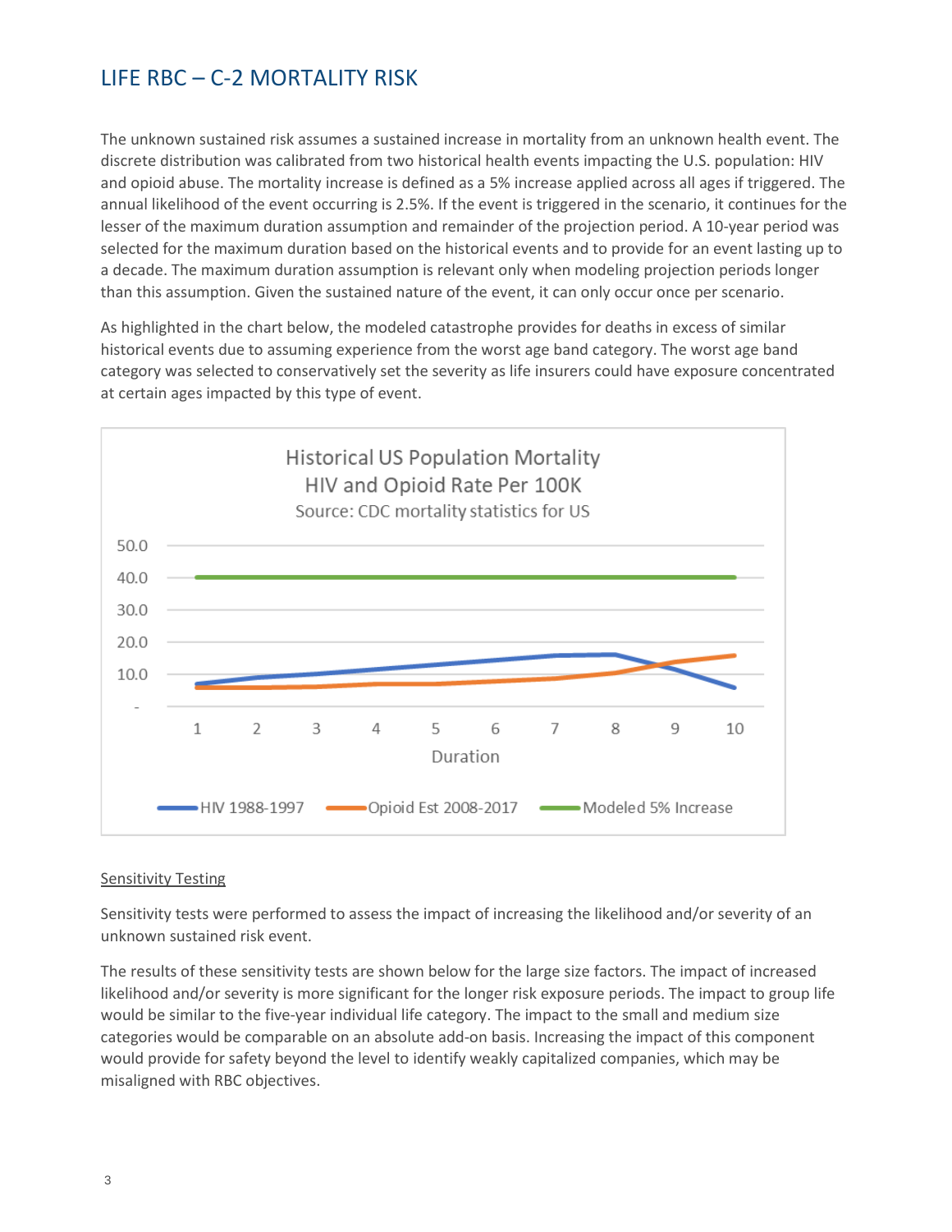# LIFE RBC – C-2 MORTALITY RISK

The unknown sustained risk assumes a sustained increase in mortality from an unknown health event. The discrete distribution was calibrated from two historical health events impacting the U.S. population: HIV and opioid abuse. The mortality increase is defined as a 5% increase applied across all ages if triggered. The annual likelihood of the event occurring is 2.5%. If the event is triggered in the scenario, it continues for the lesser of the maximum duration assumption and remainder of the projection period. A 10-year period was selected for the maximum duration based on the historical events and to provide for an event lasting up to a decade. The maximum duration assumption is relevant only when modeling projection periods longer than this assumption. Given the sustained nature of the event, it can only occur once per scenario.

As highlighted in the chart below, the modeled catastrophe provides for deaths in excess of similar historical events due to assuming experience from the worst age band category. The worst age band category was selected to conservatively set the severity as life insurers could have exposure concentrated at certain ages impacted by this type of event.

Historical US Population Mortality
HIV and Opioid Rate Per 100K
Source: CDC mortality statistics for US

(Chart: y-axis 0–50.0; x-axis Duration 1–10; series: HIV 1988-1997, Opioid Est 2008-2017, Modeled 5% Increase)

## Sensitivity Testing

Sensitivity tests were performed to assess the impact of increasing the likelihood and/or severity of an unknown sustained risk event.

The results of these sensitivity tests are shown below for the large size factors. The impact of increased likelihood and/or severity is more significant for the longer risk exposure periods. The impact to group life would be similar to the five-year individual life category. The impact to the small and medium size categories would be comparable on an absolute add-on basis. Increasing the impact of this component would provide for safety beyond the level to identify weakly capitalized companies, which may be misaligned with RBC objectives.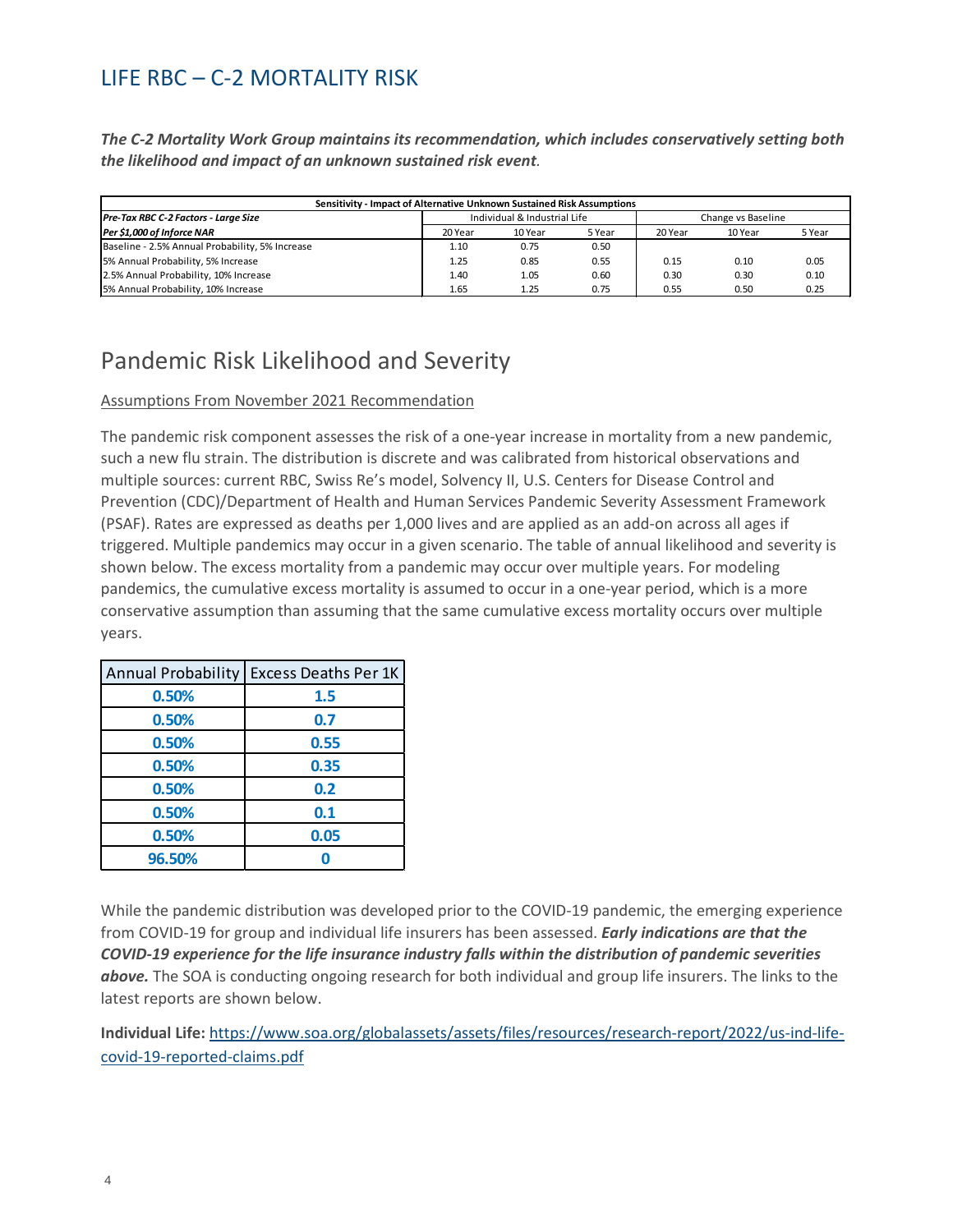# LIFE RBC – C-2 MORTALITY RISK

***The C-2 Mortality Work Group maintains its recommendation, which includes conservatively setting both the likelihood and impact of an unknown sustained risk event.***

| Sensitivity - Impact of Alternative Unknown Sustained Risk Assumptions | | | | | | |
|---|---|---|---|---|---|---|
| ***Pre-Tax RBC C-2 Factors - Large Size*** | Individual & Industrial Life | | | Change vs Baseline | | |
| ***Per $1,000 of Inforce NAR*** | 20 Year | 10 Year | 5 Year | 20 Year | 10 Year | 5 Year |
| Baseline - 2.5% Annual Probability, 5% Increase | 1.10 | 0.75 | 0.50 | | | |
| 5% Annual Probability, 5% Increase | 1.25 | 0.85 | 0.55 | 0.15 | 0.10 | 0.05 |
| 2.5% Annual Probability, 10% Increase | 1.40 | 1.05 | 0.60 | 0.30 | 0.30 | 0.10 |
| 5% Annual Probability, 10% Increase | 1.65 | 1.25 | 0.75 | 0.55 | 0.50 | 0.25 |

## Pandemic Risk Likelihood and Severity

Assumptions From November 2021 Recommendation

The pandemic risk component assesses the risk of a one-year increase in mortality from a new pandemic, such a new flu strain. The distribution is discrete and was calibrated from historical observations and multiple sources: current RBC, Swiss Re's model, Solvency II, U.S. Centers for Disease Control and Prevention (CDC)/Department of Health and Human Services Pandemic Severity Assessment Framework (PSAF). Rates are expressed as deaths per 1,000 lives and are applied as an add-on across all ages if triggered. Multiple pandemics may occur in a given scenario. The table of annual likelihood and severity is shown below. The excess mortality from a pandemic may occur over multiple years. For modeling pandemics, the cumulative excess mortality is assumed to occur in a one-year period, which is a more conservative assumption than assuming that the same cumulative excess mortality occurs over multiple years.

| Annual Probability | Excess Deaths Per 1K |
|---|---|
| 0.50% | 1.5 |
| 0.50% | 0.7 |
| 0.50% | 0.55 |
| 0.50% | 0.35 |
| 0.50% | 0.2 |
| 0.50% | 0.1 |
| 0.50% | 0.05 |
| 96.50% | 0 |

While the pandemic distribution was developed prior to the COVID-19 pandemic, the emerging experience from COVID-19 for group and individual life insurers has been assessed. ***Early indications are that the COVID-19 experience for the life insurance industry falls within the distribution of pandemic severities above.*** The SOA is conducting ongoing research for both individual and group life insurers. The links to the latest reports are shown below.

**Individual Life:** https://www.soa.org/globalassets/assets/files/resources/research-report/2022/us-ind-life-covid-19-reported-claims.pdf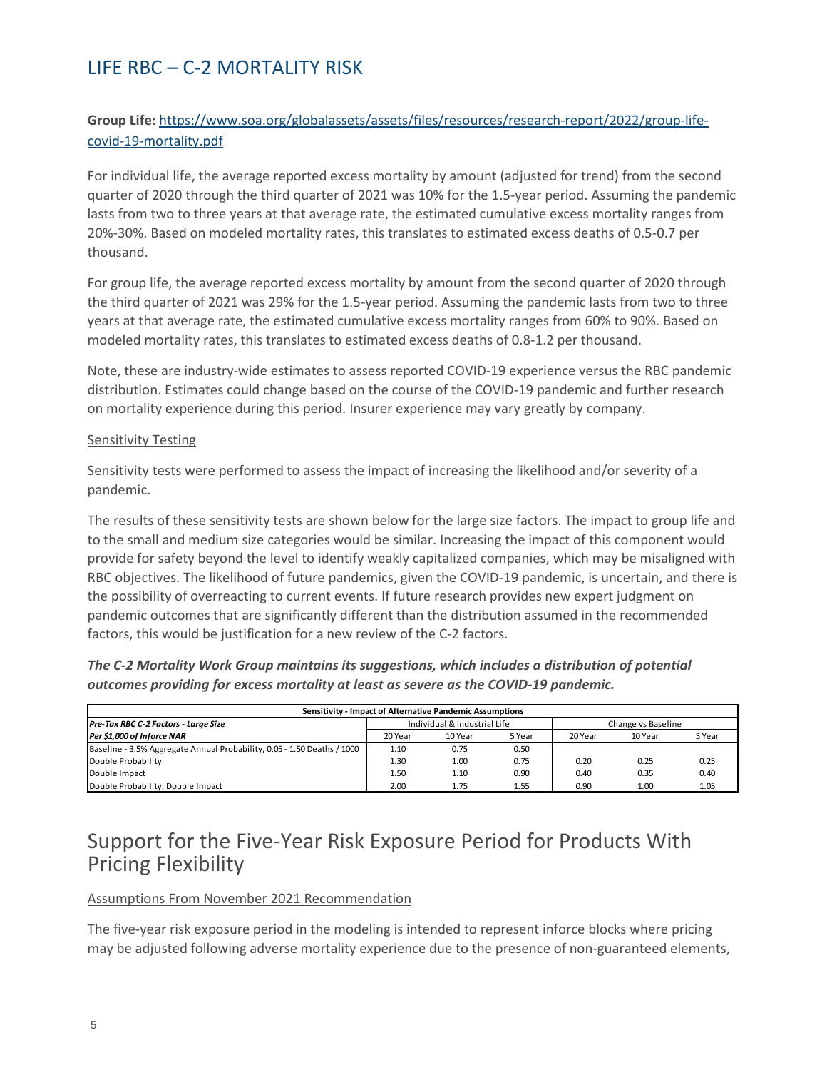# LIFE RBC – C-2 MORTALITY RISK

**Group Life:** [https://www.soa.org/globalassets/assets/files/resources/research-report/2022/group-life-covid-19-mortality.pdf](https://www.soa.org/globalassets/assets/files/resources/research-report/2022/group-life-covid-19-mortality.pdf)

For individual life, the average reported excess mortality by amount (adjusted for trend) from the second quarter of 2020 through the third quarter of 2021 was 10% for the 1.5-year period. Assuming the pandemic lasts from two to three years at that average rate, the estimated cumulative excess mortality ranges from 20%-30%. Based on modeled mortality rates, this translates to estimated excess deaths of 0.5-0.7 per thousand.

For group life, the average reported excess mortality by amount from the second quarter of 2020 through the third quarter of 2021 was 29% for the 1.5-year period. Assuming the pandemic lasts from two to three years at that average rate, the estimated cumulative excess mortality ranges from 60% to 90%. Based on modeled mortality rates, this translates to estimated excess deaths of 0.8-1.2 per thousand.

Note, these are industry-wide estimates to assess reported COVID-19 experience versus the RBC pandemic distribution. Estimates could change based on the course of the COVID-19 pandemic and further research on mortality experience during this period. Insurer experience may vary greatly by company.

Sensitivity Testing

Sensitivity tests were performed to assess the impact of increasing the likelihood and/or severity of a pandemic.

The results of these sensitivity tests are shown below for the large size factors. The impact to group life and to the small and medium size categories would be similar. Increasing the impact of this component would provide for safety beyond the level to identify weakly capitalized companies, which may be misaligned with RBC objectives. The likelihood of future pandemics, given the COVID-19 pandemic, is uncertain, and there is the possibility of overreacting to current events. If future research provides new expert judgment on pandemic outcomes that are significantly different than the distribution assumed in the recommended factors, this would be justification for a new review of the C-2 factors.

***The C-2 Mortality Work Group maintains its suggestions, which includes a distribution of potential outcomes providing for excess mortality at least as severe as the COVID-19 pandemic.***

**Sensitivity - Impact of Alternative Pandemic Assumptions**

| ***Pre-Tax RBC C-2 Factors - Large Size*** | Individual & Industrial Life | | | Change vs Baseline | | |
|---|---|---|---|---|---|---|
| ***Per $1,000 of Inforce NAR*** | 20 Year | 10 Year | 5 Year | 20 Year | 10 Year | 5 Year |
| Baseline - 3.5% Aggregate Annual Probability, 0.05 - 1.50 Deaths / 1000 | 1.10 | 0.75 | 0.50 | | | |
| Double Probability | 1.30 | 1.00 | 0.75 | 0.20 | 0.25 | 0.25 |
| Double Impact | 1.50 | 1.10 | 0.90 | 0.40 | 0.35 | 0.40 |
| Double Probability, Double Impact | 2.00 | 1.75 | 1.55 | 0.90 | 1.00 | 1.05 |

# Support for the Five-Year Risk Exposure Period for Products With Pricing Flexibility

Assumptions From November 2021 Recommendation

The five-year risk exposure period in the modeling is intended to represent inforce blocks where pricing may be adjusted following adverse mortality experience due to the presence of non-guaranteed elements,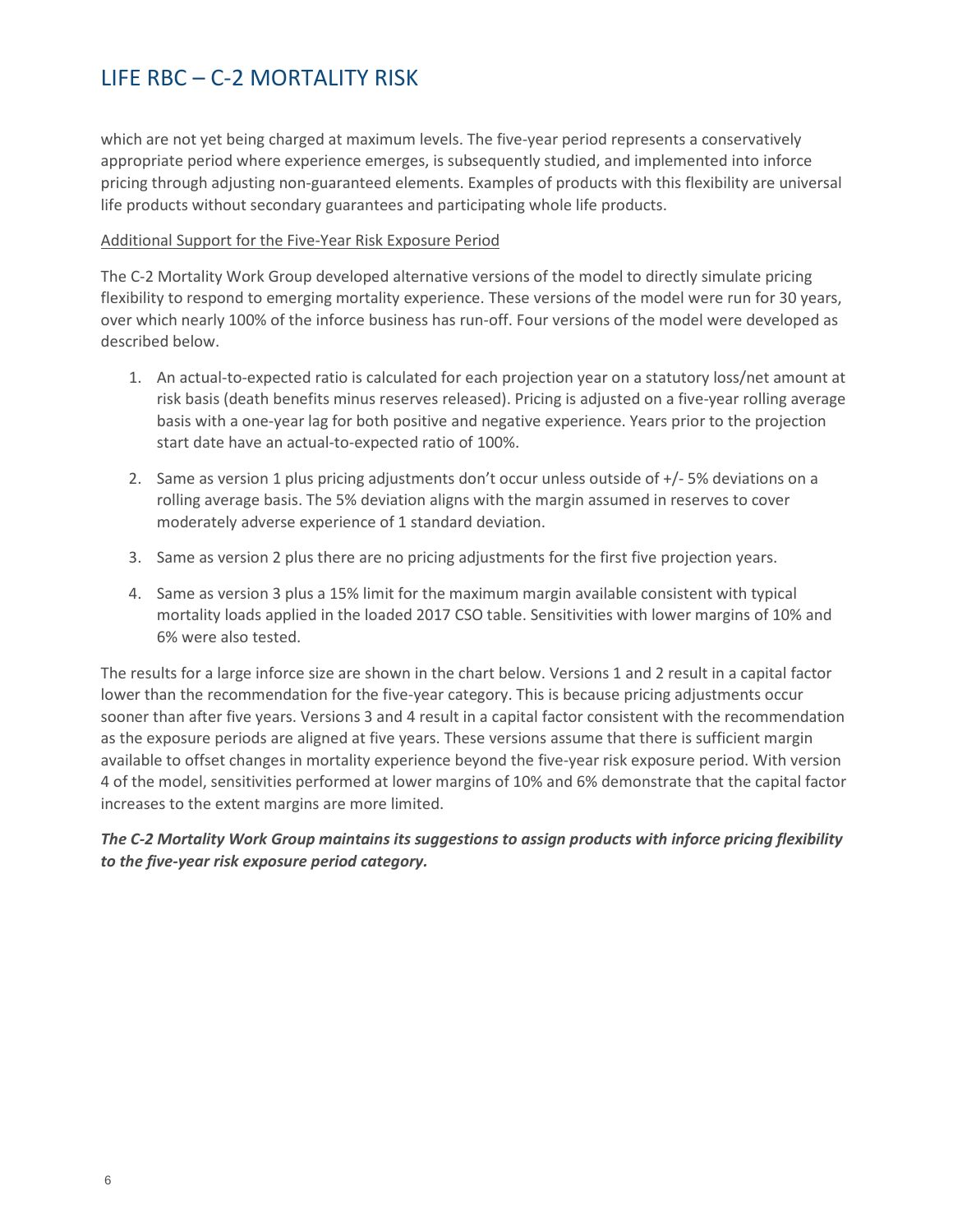which are not yet being charged at maximum levels. The five-year period represents a conservatively appropriate period where experience emerges, is subsequently studied, and implemented into inforce pricing through adjusting non-guaranteed elements. Examples of products with this flexibility are universal life products without secondary guarantees and participating whole life products.

Additional Support for the Five-Year Risk Exposure Period

The C-2 Mortality Work Group developed alternative versions of the model to directly simulate pricing flexibility to respond to emerging mortality experience. These versions of the model were run for 30 years, over which nearly 100% of the inforce business has run-off. Four versions of the model were developed as described below.

1. An actual-to-expected ratio is calculated for each projection year on a statutory loss/net amount at risk basis (death benefits minus reserves released). Pricing is adjusted on a five-year rolling average basis with a one-year lag for both positive and negative experience. Years prior to the projection start date have an actual-to-expected ratio of 100%.
2. Same as version 1 plus pricing adjustments don't occur unless outside of +/- 5% deviations on a rolling average basis. The 5% deviation aligns with the margin assumed in reserves to cover moderately adverse experience of 1 standard deviation.
3. Same as version 2 plus there are no pricing adjustments for the first five projection years.
4. Same as version 3 plus a 15% limit for the maximum margin available consistent with typical mortality loads applied in the loaded 2017 CSO table. Sensitivities with lower margins of 10% and 6% were also tested.

The results for a large inforce size are shown in the chart below. Versions 1 and 2 result in a capital factor lower than the recommendation for the five-year category. This is because pricing adjustments occur sooner than after five years. Versions 3 and 4 result in a capital factor consistent with the recommendation as the exposure periods are aligned at five years. These versions assume that there is sufficient margin available to offset changes in mortality experience beyond the five-year risk exposure period. With version 4 of the model, sensitivities performed at lower margins of 10% and 6% demonstrate that the capital factor increases to the extent margins are more limited.

***The C-2 Mortality Work Group maintains its suggestions to assign products with inforce pricing flexibility to the five-year risk exposure period category.***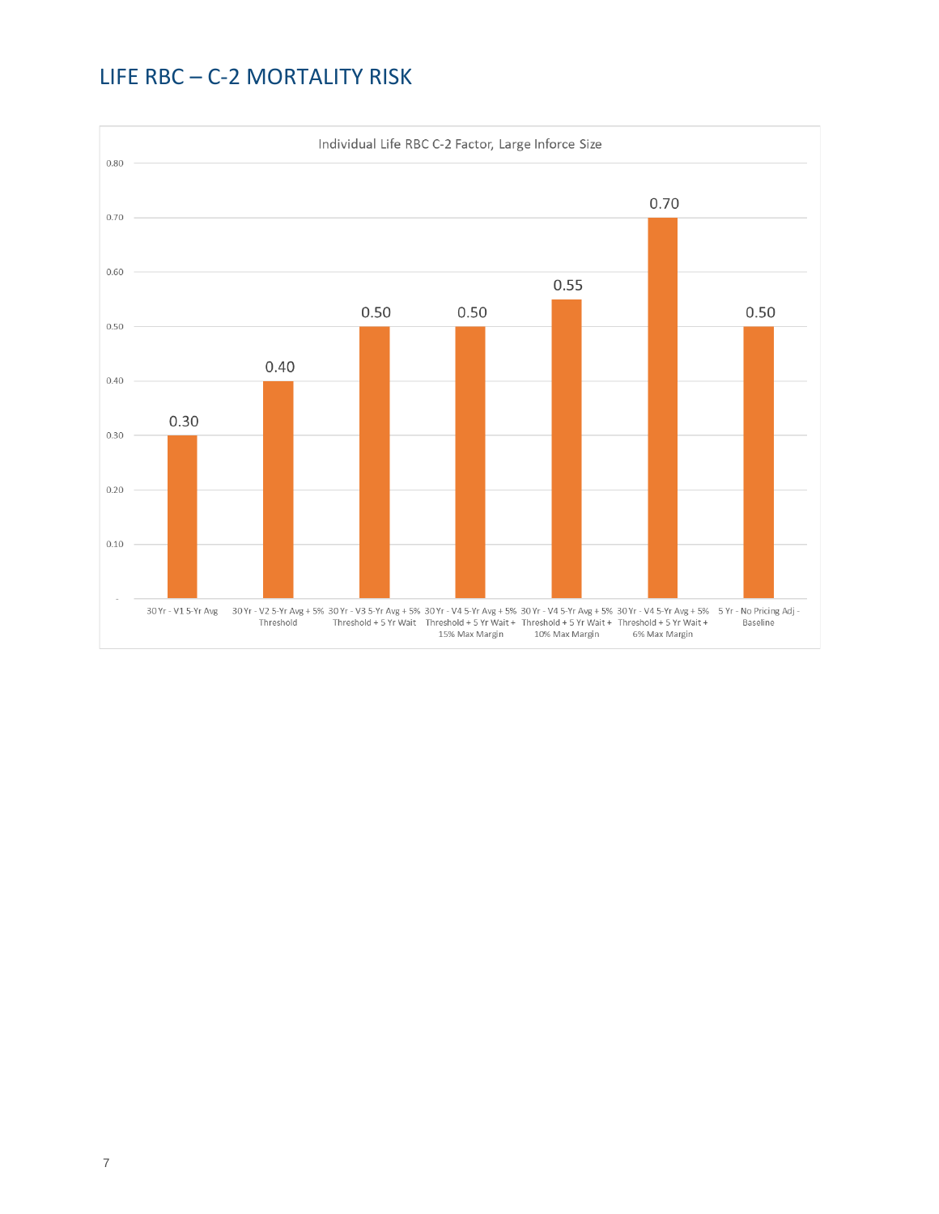## LIFE RBC – C-2 MORTALITY RISK

Individual Life RBC C-2 Factor, Large Inforce Size

| Scenario | C-2 Factor |
| --- | --- |
| 30 Yr - V1 5-Yr Avg | 0.30 |
| 30 Yr - V2 5-Yr Avg + 5% Threshold | 0.40 |
| 30 Yr - V3 5-Yr Avg + 5% Threshold + 5 Yr Wait | 0.50 |
| 30 Yr - V4 5-Yr Avg + 5% Threshold + 5 Yr Wait + 15% Max Margin | 0.50 |
| 30 Yr - V4 5-Yr Avg + 5% Threshold + 5 Yr Wait + 10% Max Margin | 0.55 |
| 30 Yr - V4 5-Yr Avg + 5% Threshold + 5 Yr Wait + 6% Max Margin | 0.70 |
| 5 Yr - No Pricing Adj - Baseline | 0.50 |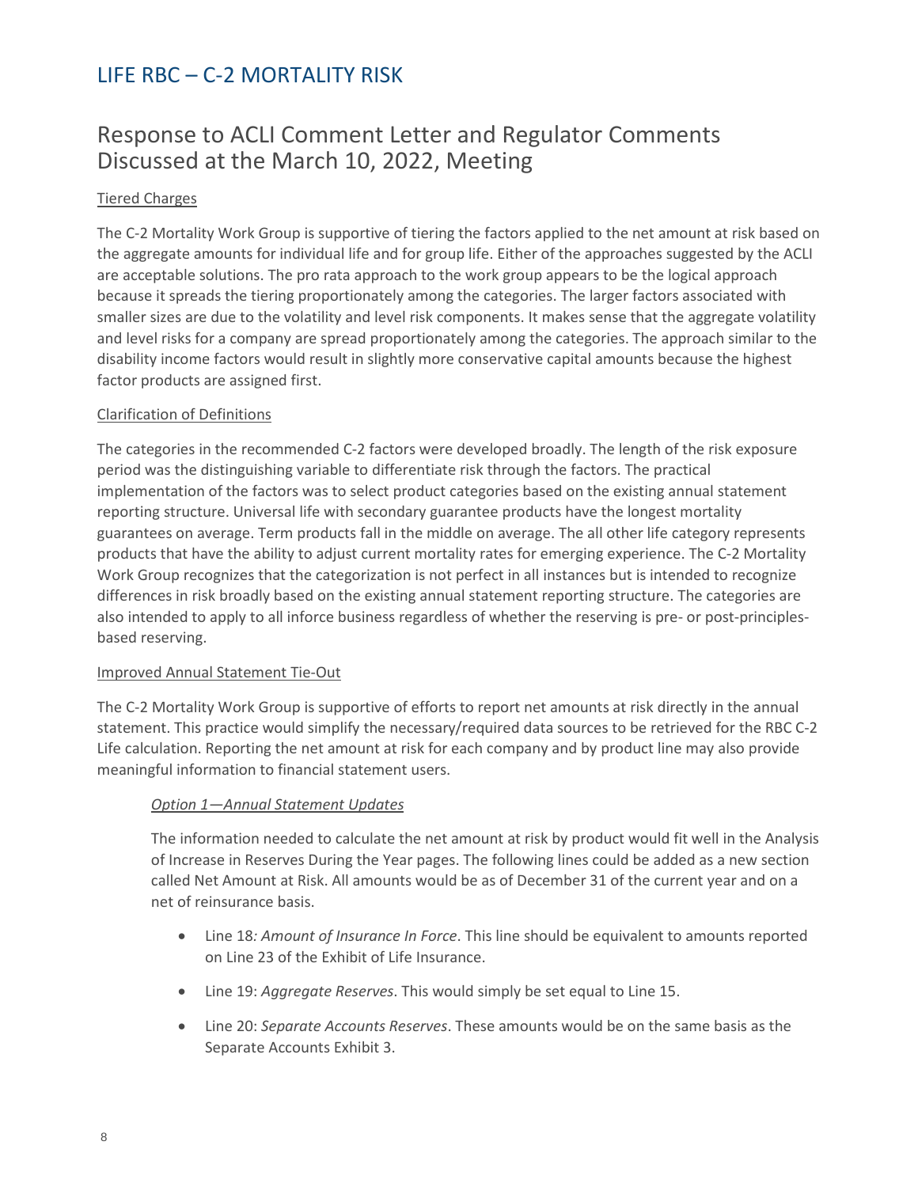# LIFE RBC – C-2 MORTALITY RISK

## Response to ACLI Comment Letter and Regulator Comments Discussed at the March 10, 2022, Meeting

### Tiered Charges

The C-2 Mortality Work Group is supportive of tiering the factors applied to the net amount at risk based on the aggregate amounts for individual life and for group life. Either of the approaches suggested by the ACLI are acceptable solutions. The pro rata approach to the work group appears to be the logical approach because it spreads the tiering proportionately among the categories. The larger factors associated with smaller sizes are due to the volatility and level risk components. It makes sense that the aggregate volatility and level risks for a company are spread proportionately among the categories. The approach similar to the disability income factors would result in slightly more conservative capital amounts because the highest factor products are assigned first.

### Clarification of Definitions

The categories in the recommended C-2 factors were developed broadly. The length of the risk exposure period was the distinguishing variable to differentiate risk through the factors. The practical implementation of the factors was to select product categories based on the existing annual statement reporting structure. Universal life with secondary guarantee products have the longest mortality guarantees on average. Term products fall in the middle on average. The all other life category represents products that have the ability to adjust current mortality rates for emerging experience. The C-2 Mortality Work Group recognizes that the categorization is not perfect in all instances but is intended to recognize differences in risk broadly based on the existing annual statement reporting structure. The categories are also intended to apply to all inforce business regardless of whether the reserving is pre- or post-principles-based reserving.

### Improved Annual Statement Tie-Out

The C-2 Mortality Work Group is supportive of efforts to report net amounts at risk directly in the annual statement. This practice would simplify the necessary/required data sources to be retrieved for the RBC C-2 Life calculation. Reporting the net amount at risk for each company and by product line may also provide meaningful information to financial statement users.

#### *Option 1—Annual Statement Updates*

The information needed to calculate the net amount at risk by product would fit well in the Analysis of Increase in Reserves During the Year pages. The following lines could be added as a new section called Net Amount at Risk. All amounts would be as of December 31 of the current year and on a net of reinsurance basis.

- Line 18*: Amount of Insurance In Force*. This line should be equivalent to amounts reported on Line 23 of the Exhibit of Life Insurance.
- Line 19: *Aggregate Reserves*. This would simply be set equal to Line 15.
- Line 20: *Separate Accounts Reserves*. These amounts would be on the same basis as the Separate Accounts Exhibit 3.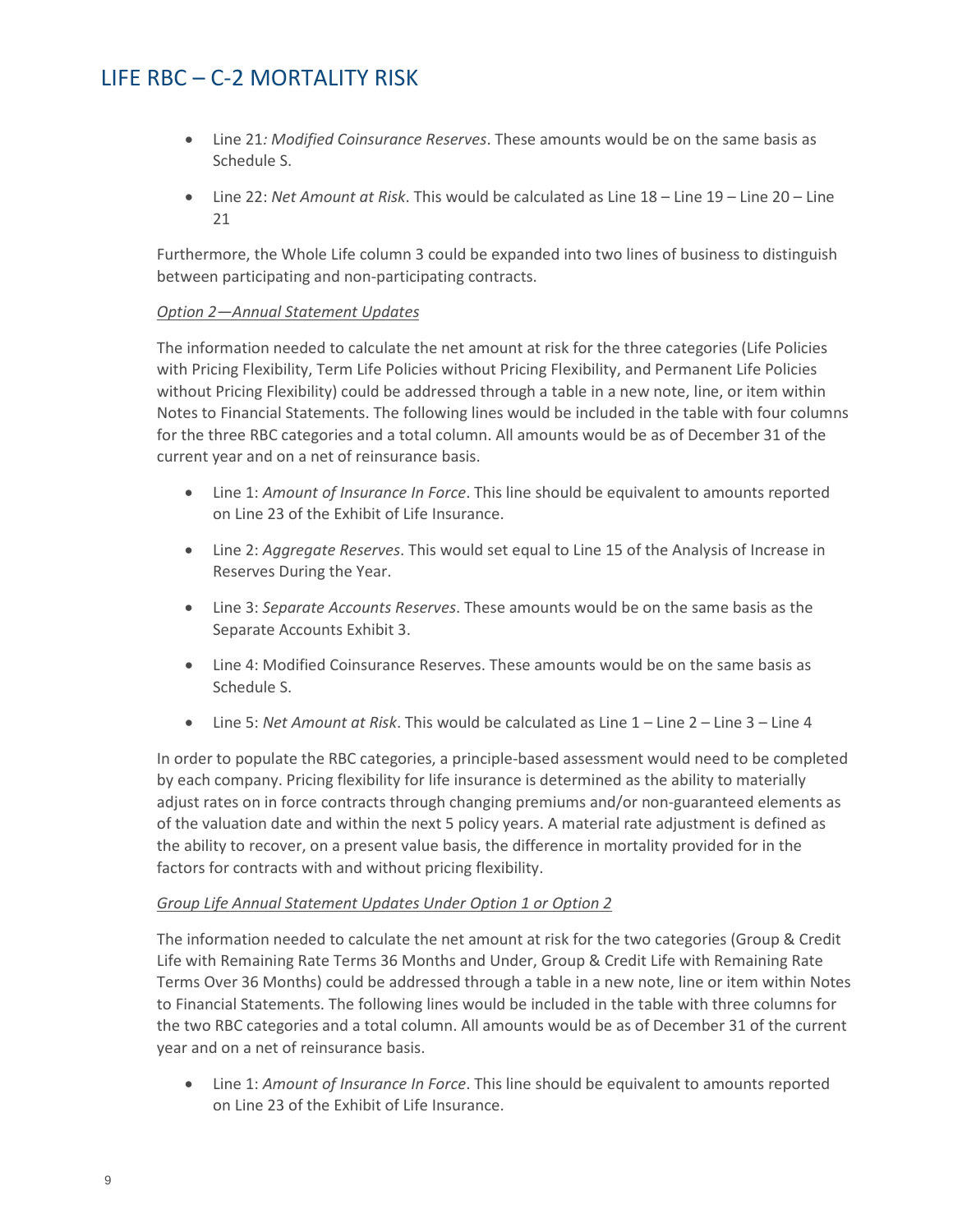- Line 21*: Modified Coinsurance Reserves*. These amounts would be on the same basis as Schedule S.
- Line 22: *Net Amount at Risk*. This would be calculated as Line 18 – Line 19 – Line 20 – Line 21

Furthermore, the Whole Life column 3 could be expanded into two lines of business to distinguish between participating and non-participating contracts.

*Option 2—Annual Statement Updates*

The information needed to calculate the net amount at risk for the three categories (Life Policies with Pricing Flexibility, Term Life Policies without Pricing Flexibility, and Permanent Life Policies without Pricing Flexibility) could be addressed through a table in a new note, line, or item within Notes to Financial Statements. The following lines would be included in the table with four columns for the three RBC categories and a total column. All amounts would be as of December 31 of the current year and on a net of reinsurance basis.

- Line 1: *Amount of Insurance In Force*. This line should be equivalent to amounts reported on Line 23 of the Exhibit of Life Insurance.
- Line 2: *Aggregate Reserves*. This would set equal to Line 15 of the Analysis of Increase in Reserves During the Year.
- Line 3: *Separate Accounts Reserves*. These amounts would be on the same basis as the Separate Accounts Exhibit 3.
- Line 4: Modified Coinsurance Reserves. These amounts would be on the same basis as Schedule S.
- Line 5: *Net Amount at Risk*. This would be calculated as Line 1 – Line 2 – Line 3 – Line 4

In order to populate the RBC categories, a principle-based assessment would need to be completed by each company. Pricing flexibility for life insurance is determined as the ability to materially adjust rates on in force contracts through changing premiums and/or non-guaranteed elements as of the valuation date and within the next 5 policy years. A material rate adjustment is defined as the ability to recover, on a present value basis, the difference in mortality provided for in the factors for contracts with and without pricing flexibility.

*Group Life Annual Statement Updates Under Option 1 or Option 2*

The information needed to calculate the net amount at risk for the two categories (Group & Credit Life with Remaining Rate Terms 36 Months and Under, Group & Credit Life with Remaining Rate Terms Over 36 Months) could be addressed through a table in a new note, line or item within Notes to Financial Statements. The following lines would be included in the table with three columns for the two RBC categories and a total column. All amounts would be as of December 31 of the current year and on a net of reinsurance basis.

- Line 1: *Amount of Insurance In Force*. This line should be equivalent to amounts reported on Line 23 of the Exhibit of Life Insurance.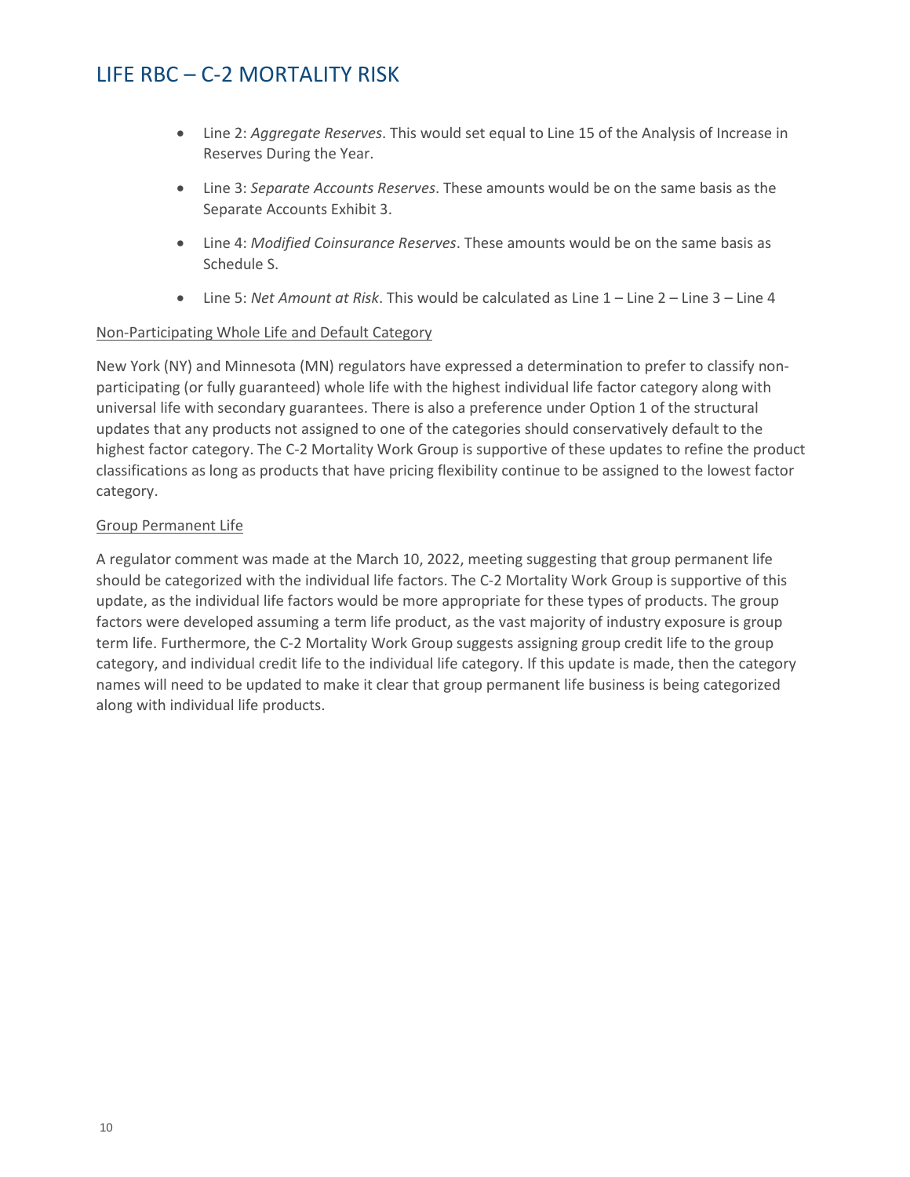- Line 2: *Aggregate Reserves*. This would set equal to Line 15 of the Analysis of Increase in Reserves During the Year.
- Line 3: *Separate Accounts Reserves*. These amounts would be on the same basis as the Separate Accounts Exhibit 3.
- Line 4: *Modified Coinsurance Reserves*. These amounts would be on the same basis as Schedule S.
- Line 5: *Net Amount at Risk*. This would be calculated as Line 1 – Line 2 – Line 3 – Line 4

Non-Participating Whole Life and Default Category

New York (NY) and Minnesota (MN) regulators have expressed a determination to prefer to classify non-participating (or fully guaranteed) whole life with the highest individual life factor category along with universal life with secondary guarantees. There is also a preference under Option 1 of the structural updates that any products not assigned to one of the categories should conservatively default to the highest factor category. The C-2 Mortality Work Group is supportive of these updates to refine the product classifications as long as products that have pricing flexibility continue to be assigned to the lowest factor category.

Group Permanent Life

A regulator comment was made at the March 10, 2022, meeting suggesting that group permanent life should be categorized with the individual life factors. The C-2 Mortality Work Group is supportive of this update, as the individual life factors would be more appropriate for these types of products. The group factors were developed assuming a term life product, as the vast majority of industry exposure is group term life. Furthermore, the C-2 Mortality Work Group suggests assigning group credit life to the group category, and individual credit life to the individual life category. If this update is made, then the category names will need to be updated to make it clear that group permanent life business is being categorized along with individual life products.